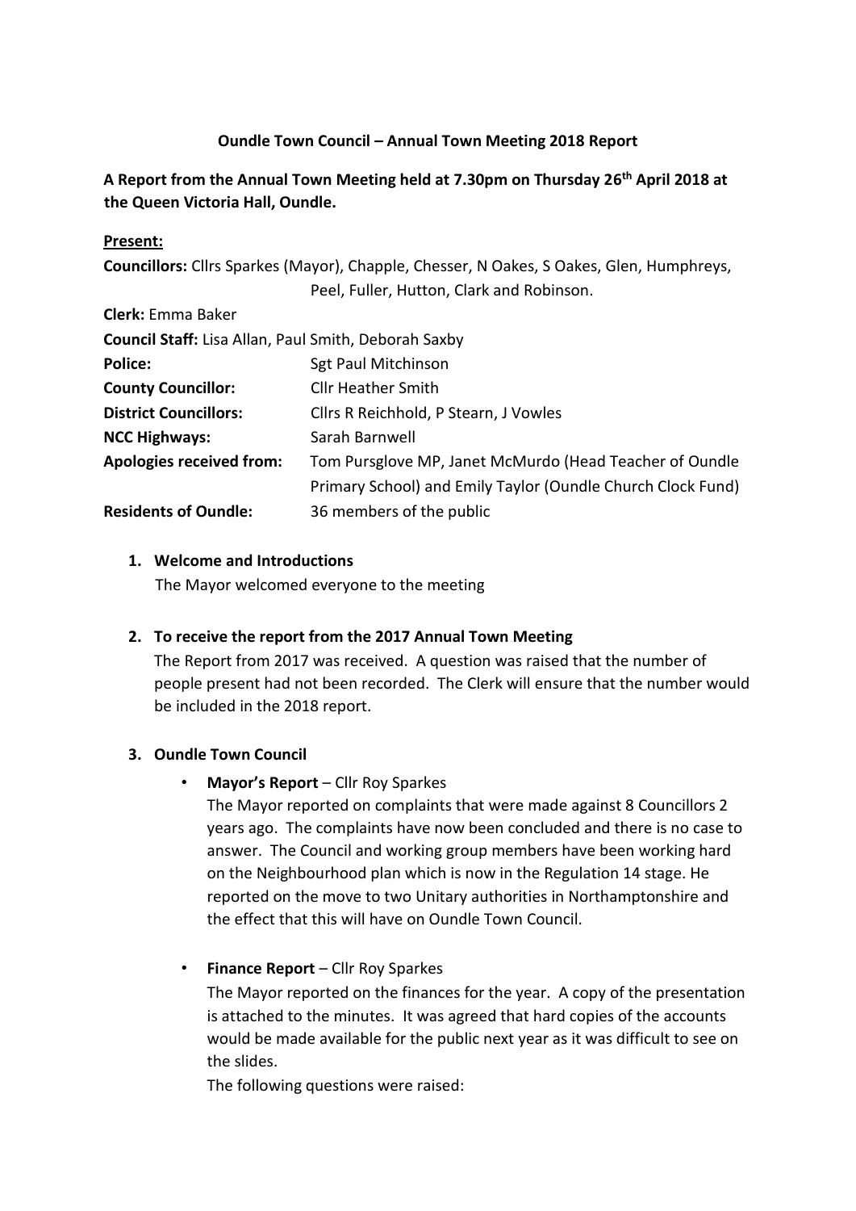**Oundle Town Council – Annual Town Meeting 2018 Report**

**A Report from the Annual Town Meeting held at 7.30pm on Thursday 26th April 2018 at the Queen Victoria Hall, Oundle.**

**Present:**

**Councillors:** Cllrs Sparkes (Mayor), Chapple, Chesser, N Oakes, S Oakes, Glen, Humphreys, Peel, Fuller, Hutton, Clark and Robinson.

**Clerk:** Emma Baker

**Council Staff:** Lisa Allan, Paul Smith, Deborah Saxby

| | |
|---|---|
| **Police:** | Sgt Paul Mitchinson |
| **County Councillor:** | Cllr Heather Smith |
| **District Councillors:** | Cllrs R Reichhold, P Stearn, J Vowles |
| **NCC Highways:** | Sarah Barnwell |
| **Apologies received from:** | Tom Pursglove MP, Janet McMurdo (Head Teacher of Oundle Primary School) and Emily Taylor (Oundle Church Clock Fund) |
| **Residents of Oundle:** | 36 members of the public |

1. **Welcome and Introductions**

   The Mayor welcomed everyone to the meeting

2. **To receive the report from the 2017 Annual Town Meeting**

   The Report from 2017 was received. A question was raised that the number of people present had not been recorded. The Clerk will ensure that the number would be included in the 2018 report.

3. **Oundle Town Council**

   - **Mayor's Report** – Cllr Roy Sparkes

     The Mayor reported on complaints that were made against 8 Councillors 2 years ago. The complaints have now been concluded and there is no case to answer. The Council and working group members have been working hard on the Neighbourhood plan which is now in the Regulation 14 stage. He reported on the move to two Unitary authorities in Northamptonshire and the effect that this will have on Oundle Town Council.

   - **Finance Report** – Cllr Roy Sparkes

     The Mayor reported on the finances for the year. A copy of the presentation is attached to the minutes. It was agreed that hard copies of the accounts would be made available for the public next year as it was difficult to see on the slides.

     The following questions were raised: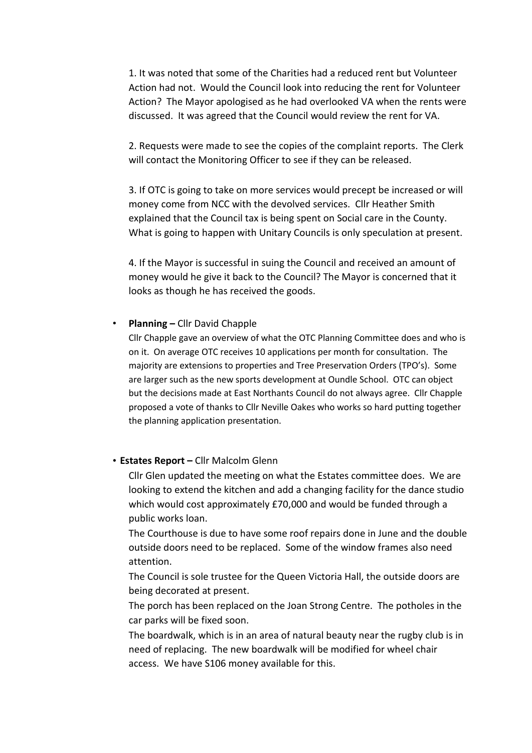1. It was noted that some of the Charities had a reduced rent but Volunteer Action had not. Would the Council look into reducing the rent for Volunteer Action? The Mayor apologised as he had overlooked VA when the rents were discussed. It was agreed that the Council would review the rent for VA.

2. Requests were made to see the copies of the complaint reports. The Clerk will contact the Monitoring Officer to see if they can be released.

3. If OTC is going to take on more services would precept be increased or will money come from NCC with the devolved services. Cllr Heather Smith explained that the Council tax is being spent on Social care in the County. What is going to happen with Unitary Councils is only speculation at present.

4. If the Mayor is successful in suing the Council and received an amount of money would he give it back to the Council? The Mayor is concerned that it looks as though he has received the goods.

- **Planning –** Cllr David Chapple

  Cllr Chapple gave an overview of what the OTC Planning Committee does and who is on it. On average OTC receives 10 applications per month for consultation. The majority are extensions to properties and Tree Preservation Orders (TPO's). Some are larger such as the new sports development at Oundle School. OTC can object but the decisions made at East Northants Council do not always agree. Cllr Chapple proposed a vote of thanks to Cllr Neville Oakes who works so hard putting together the planning application presentation.

- **Estates Report –** Cllr Malcolm Glenn

  Cllr Glen updated the meeting on what the Estates committee does. We are looking to extend the kitchen and add a changing facility for the dance studio which would cost approximately £70,000 and would be funded through a public works loan.

  The Courthouse is due to have some roof repairs done in June and the double outside doors need to be replaced. Some of the window frames also need attention.

  The Council is sole trustee for the Queen Victoria Hall, the outside doors are being decorated at present.

  The porch has been replaced on the Joan Strong Centre. The potholes in the car parks will be fixed soon.

  The boardwalk, which is in an area of natural beauty near the rugby club is in need of replacing. The new boardwalk will be modified for wheel chair access. We have S106 money available for this.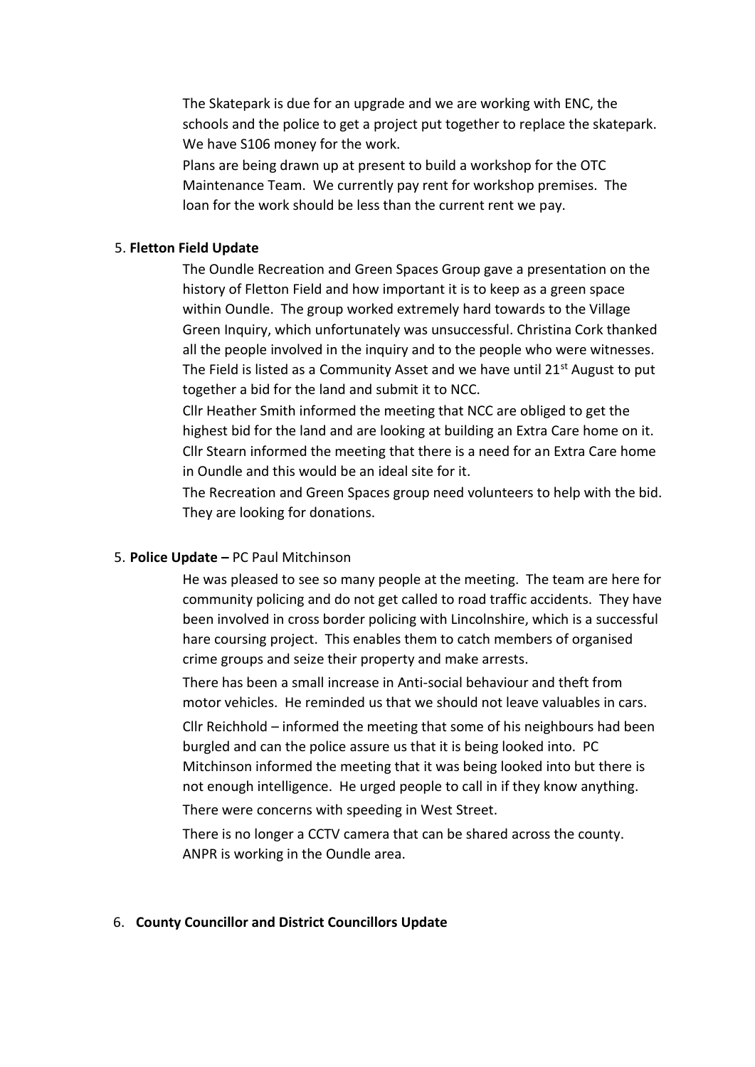The Skatepark is due for an upgrade and we are working with ENC, the schools and the police to get a project put together to replace the skatepark. We have S106 money for the work.

Plans are being drawn up at present to build a workshop for the OTC Maintenance Team. We currently pay rent for workshop premises. The loan for the work should be less than the current rent we pay.

5. **Fletton Field Update**

The Oundle Recreation and Green Spaces Group gave a presentation on the history of Fletton Field and how important it is to keep as a green space within Oundle. The group worked extremely hard towards to the Village Green Inquiry, which unfortunately was unsuccessful. Christina Cork thanked all the people involved in the inquiry and to the people who were witnesses. The Field is listed as a Community Asset and we have until 21st August to put together a bid for the land and submit it to NCC.

Cllr Heather Smith informed the meeting that NCC are obliged to get the highest bid for the land and are looking at building an Extra Care home on it. Cllr Stearn informed the meeting that there is a need for an Extra Care home in Oundle and this would be an ideal site for it.

The Recreation and Green Spaces group need volunteers to help with the bid. They are looking for donations.

5. **Police Update –** PC Paul Mitchinson

He was pleased to see so many people at the meeting. The team are here for community policing and do not get called to road traffic accidents. They have been involved in cross border policing with Lincolnshire, which is a successful hare coursing project. This enables them to catch members of organised crime groups and seize their property and make arrests.

There has been a small increase in Anti-social behaviour and theft from motor vehicles. He reminded us that we should not leave valuables in cars.

Cllr Reichhold – informed the meeting that some of his neighbours had been burgled and can the police assure us that it is being looked into. PC Mitchinson informed the meeting that it was being looked into but there is not enough intelligence. He urged people to call in if they know anything.

There were concerns with speeding in West Street.

There is no longer a CCTV camera that can be shared across the county. ANPR is working in the Oundle area.

6. **County Councillor and District Councillors Update**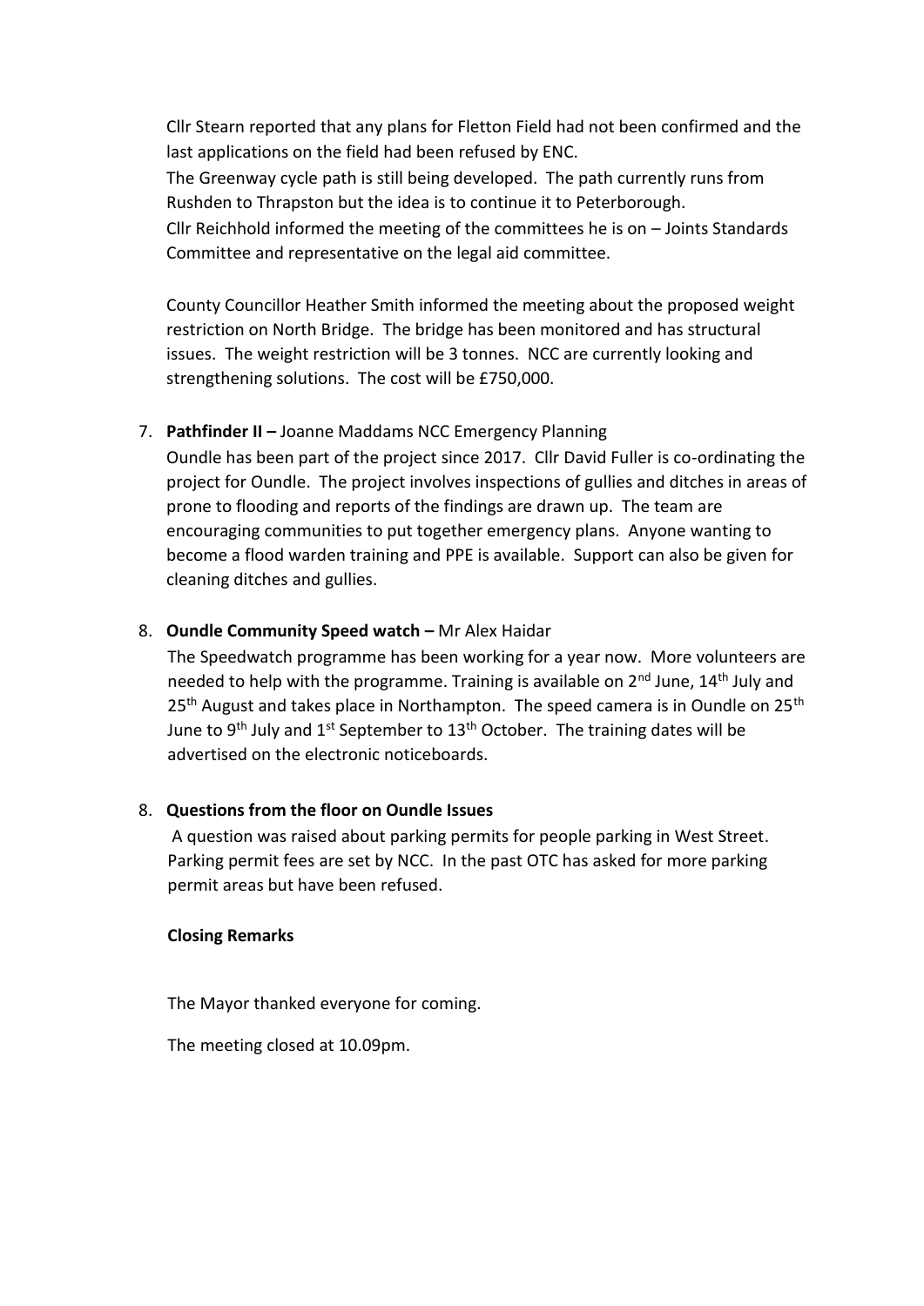Cllr Stearn reported that any plans for Fletton Field had not been confirmed and the last applications on the field had been refused by ENC.

The Greenway cycle path is still being developed. The path currently runs from Rushden to Thrapston but the idea is to continue it to Peterborough.

Cllr Reichhold informed the meeting of the committees he is on – Joints Standards Committee and representative on the legal aid committee.

County Councillor Heather Smith informed the meeting about the proposed weight restriction on North Bridge. The bridge has been monitored and has structural issues. The weight restriction will be 3 tonnes. NCC are currently looking and strengthening solutions. The cost will be £750,000.

7. **Pathfinder II –** Joanne Maddams NCC Emergency Planning

   Oundle has been part of the project since 2017. Cllr David Fuller is co-ordinating the project for Oundle. The project involves inspections of gullies and ditches in areas of prone to flooding and reports of the findings are drawn up. The team are encouraging communities to put together emergency plans. Anyone wanting to become a flood warden training and PPE is available. Support can also be given for cleaning ditches and gullies.

8. **Oundle Community Speed watch –** Mr Alex Haidar

   The Speedwatch programme has been working for a year now. More volunteers are needed to help with the programme. Training is available on 2nd June, 14th July and 25th August and takes place in Northampton. The speed camera is in Oundle on 25th June to 9th July and 1st September to 13th October. The training dates will be advertised on the electronic noticeboards.

8. **Questions from the floor on Oundle Issues**

   A question was raised about parking permits for people parking in West Street. Parking permit fees are set by NCC. In the past OTC has asked for more parking permit areas but have been refused.

   **Closing Remarks**

   The Mayor thanked everyone for coming.

   The meeting closed at 10.09pm.